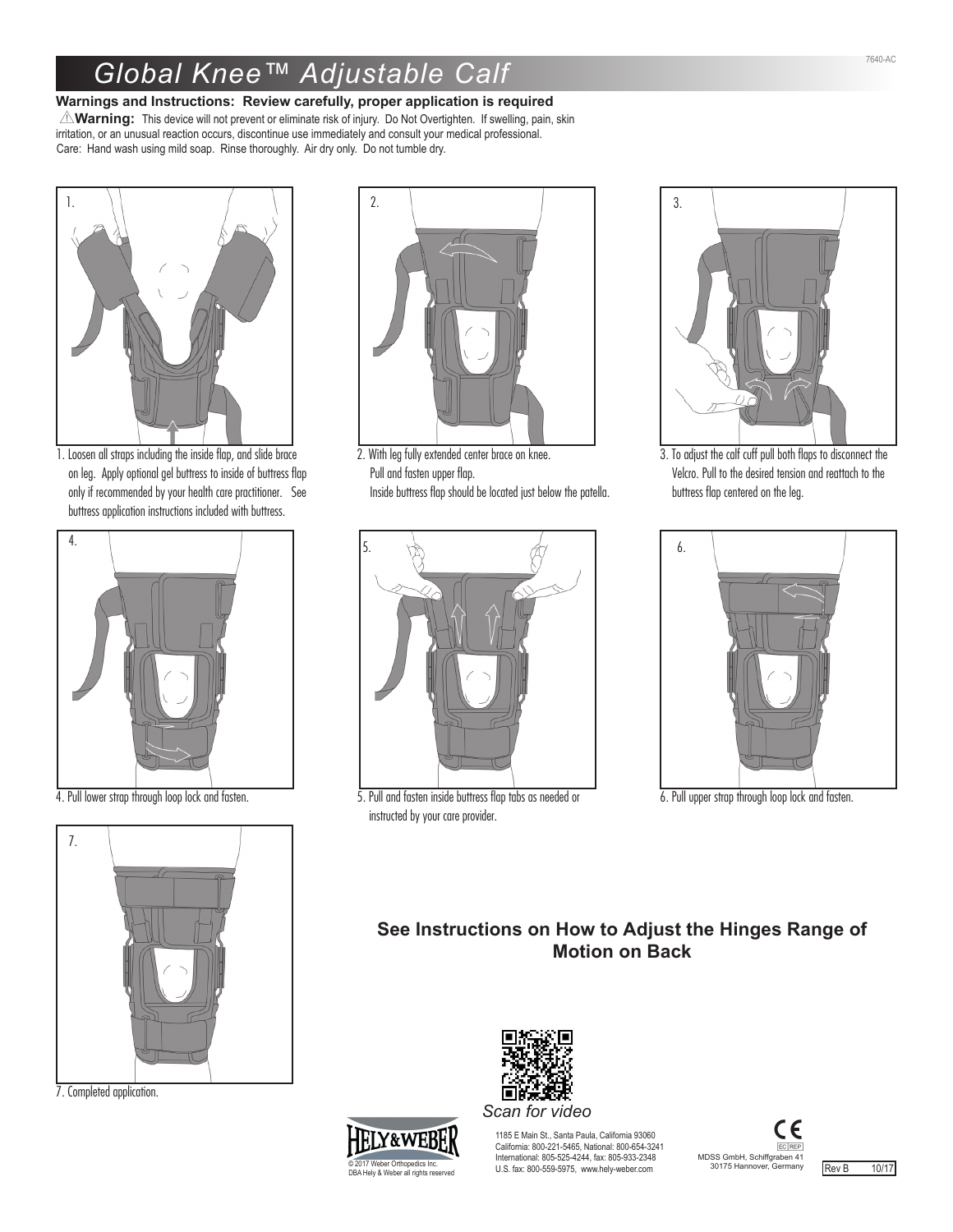# Global Knee™ Adjustable Calf

**Warnings and Instructions: Review carefully, proper application is required**

⚠**Warning:** This device will not prevent or eliminate risk of injury. Do Not Overtighten. If swelling, pain, skin irritation, or an unusual reaction occurs, discontinue use immediately and consult your medical professional.

Care: Hand wash using mild soap. Rinse thoroughly. Air dry only. Do not tumble dry.

1. Loosen all straps including the inside flap, and slide brace on leg. Apply optional gel buttress to inside of buttress flap only if recommended by your health care practitioner. See buttress application instructions included with buttress.

2. With leg fully extended center brace on knee. Pull and fasten upper flap. Inside buttress flap should be located just below the patella.

3. To adjust the calf cuff pull both flaps to disconnect the Velcro. Pull to the desired tension and reattach to the buttress flap centered on the leg.

4. Pull lower strap through loop lock and fasten.

5. Pull and fasten inside buttress flap tabs as needed or instructed by your care provider.

6. Pull upper strap through loop lock and fasten.

7. Completed application.

**See Instructions on How to Adjust the Hinges Range of Motion on Back**

*Scan for video*

HELY&WEBER

© 2017 Weber Orthopedics Inc. DBA Hely & Weber all rights reserved

1185 E Main St., Santa Paula, California 93060
California: 800-221-5465, National: 800-654-3241
International: 805-525-4244, fax: 805-933-2348
U.S. fax: 800-559-5975, www.hely-weber.com

CE
EC REP
MDSS GmbH, Schiffgraben 41
30175 Hannover, Germany

Rev B 10/17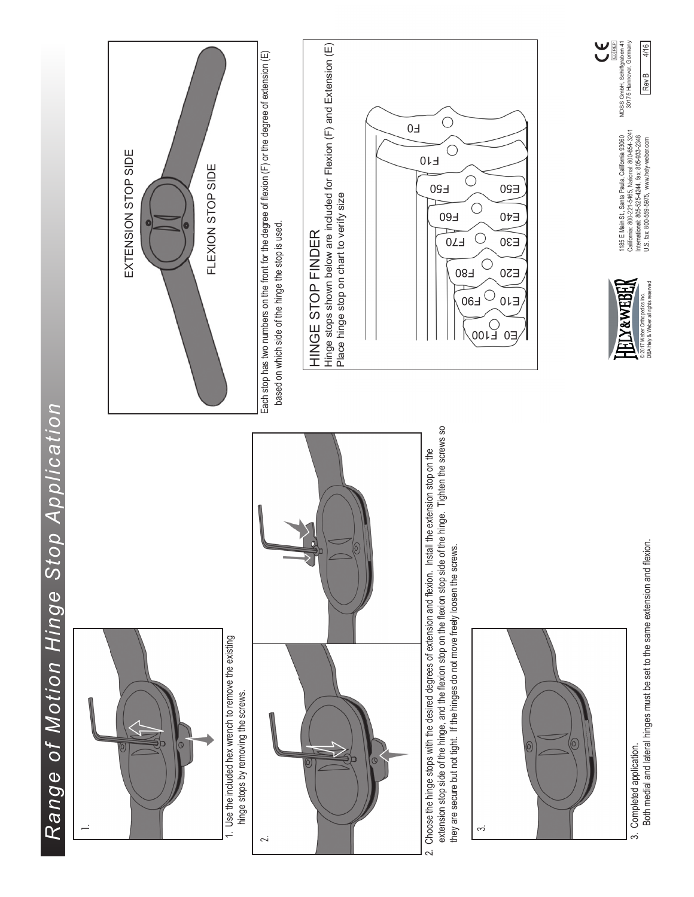# Range of Motion Hinge Stop Application

1.

1. Use the included hex wrench to remove the existing hinge stops by removing the screws.

2.

2. Choose the hinge stops with the desired degrees of extension and flexion. Install the extension stop on the extension stop side of the hinge, and the flexion stop on the flexion stop side of the hinge. Tighten the screws so they are secure but not tight. If the hinges do not move freely loosen the screws.

3.

3. Completed application.
Both medial and lateral hinges must be set to the same extension and flexion.

EXTENSION STOP SIDE

FLEXION STOP SIDE

Each stop has two numbers on the front for the degree of flexion (F) or the degree of extension (E) based on which side of the hinge the stop is used.

## HINGE STOP FINDER

Hinge stops shown below are included for Flexion (F) and Extension (E)
Place hinge stop on chart to verify size

F0
F10
F50 E50
F60 E40
F70 E30
F80 E20
F90 E10
F100 E0

1185 E Main St., Santa Paula, California 93060
California: 800-221-5465, National: 800-654-3241
International: 805-525-4244, fax: 805-933-2348
U.S. fax: 800-559-5975, www.hely-weber.com

© 2017 Weber Orthopedics Inc.
DBA Hely & Weber all rights reserved

EC REP
MDSS GmbH, Schiffgraben 41
30175 Hannover, Germany

Rev B 4/16